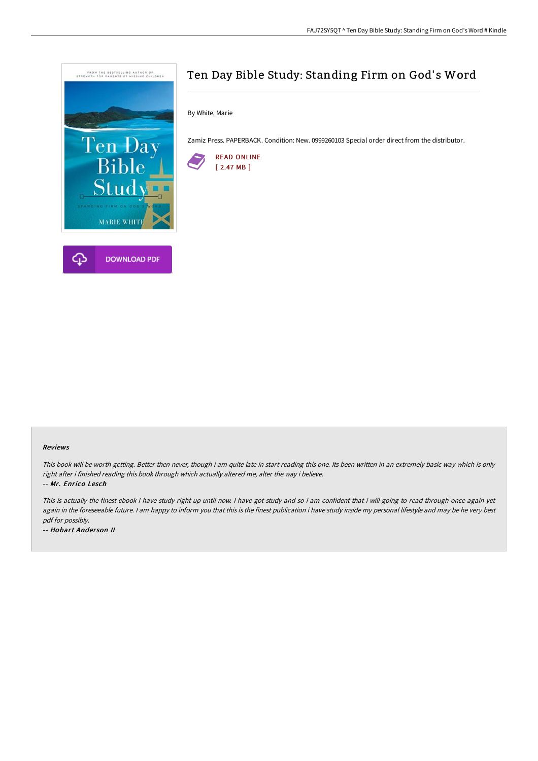# Ten Day Bible Study: Standing Firm on God's Word

By White, Marie

Zamiz Press. PAPERBACK. Condition: New. 0999260103 Special order direct from the distributor.

READ ONLINE
[ 2.47 MB ]

DOWNLOAD PDF

### Reviews

*This book will be worth getting. Better then never, though i am quite late in start reading this one. Its been written in an extremely basic way which is only right after i finished reading this book through which actually altered me, alter the way i believe.*

-- ***Mr. Enrico Lesch***

*This is actually the finest ebook i have study right up until now. I have got study and so i am confident that i will going to read through once again yet again in the foreseeable future. I am happy to inform you that this is the finest publication i have study inside my personal lifestyle and may be he very best pdf for possibly.*

-- ***Hobart Anderson II***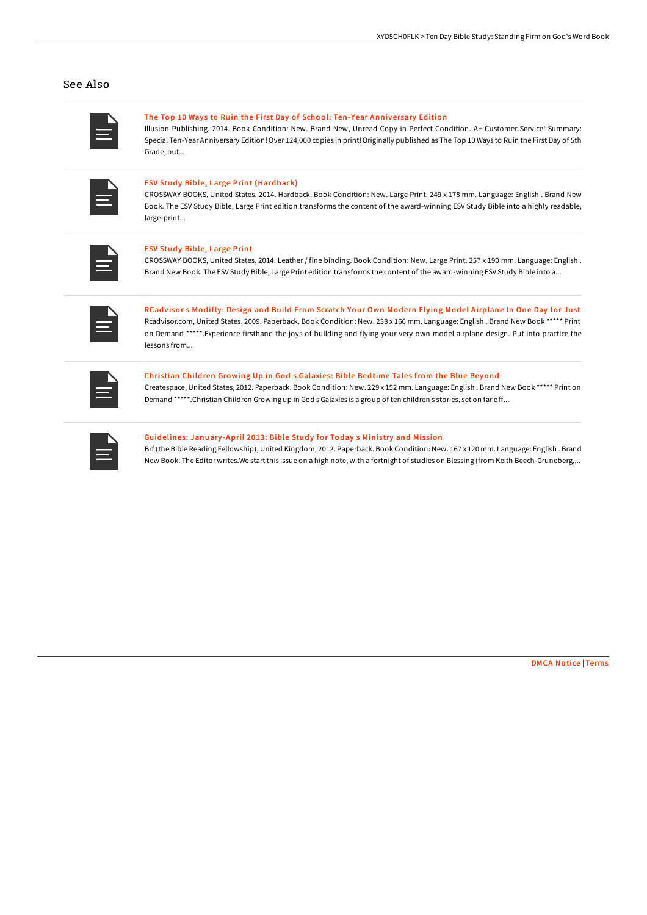## See Also

### The Top 10 Ways to Ruin the First Day of School: Ten-Year Anniversary Edition

Illusion Publishing, 2014. Book Condition: New. Brand New, Unread Copy in Perfect Condition. A+ Customer Service! Summary: Special Ten-Year Anniversary Edition! Over 124,000 copies in print! Originally published as The Top 10 Ways to Ruin the First Day of 5th Grade, but...

### ESV Study Bible, Large Print (Hardback)

CROSSWAY BOOKS, United States, 2014. Hardback. Book Condition: New. Large Print. 249 x 178 mm. Language: English . Brand New Book. The ESV Study Bible, Large Print edition transforms the content of the award-winning ESV Study Bible into a highly readable, large-print...

### ESV Study Bible, Large Print

CROSSWAY BOOKS, United States, 2014. Leather / fine binding. Book Condition: New. Large Print. 257 x 190 mm. Language: English . Brand New Book. The ESV Study Bible, Large Print edition transforms the content of the award-winning ESV Study Bible into a...

### RCadvisor s Modifly: Design and Build From Scratch Your Own Modern Flying Model Airplane In One Day for Just

Rcadvisor.com, United States, 2009. Paperback. Book Condition: New. 238 x 166 mm. Language: English . Brand New Book ***** Print on Demand *****.Experience firsthand the joys of building and flying your very own model airplane design. Put into practice the lessons from...

### Christian Children Growing Up in God s Galaxies: Bible Bedtime Tales from the Blue Beyond

Createspace, United States, 2012. Paperback. Book Condition: New. 229 x 152 mm. Language: English . Brand New Book ***** Print on Demand *****.Christian Children Growing up in God s Galaxies is a group of ten children s stories, set on far off...

### Guidelines: January-April 2013: Bible Study for Today s Ministry and Mission

Brf (the Bible Reading Fellowship), United Kingdom, 2012. Paperback. Book Condition: New. 167 x 120 mm. Language: English . Brand New Book. The Editor writes.We start this issue on a high note, with a fortnight of studies on Blessing (from Keith Beech-Gruneberg,...